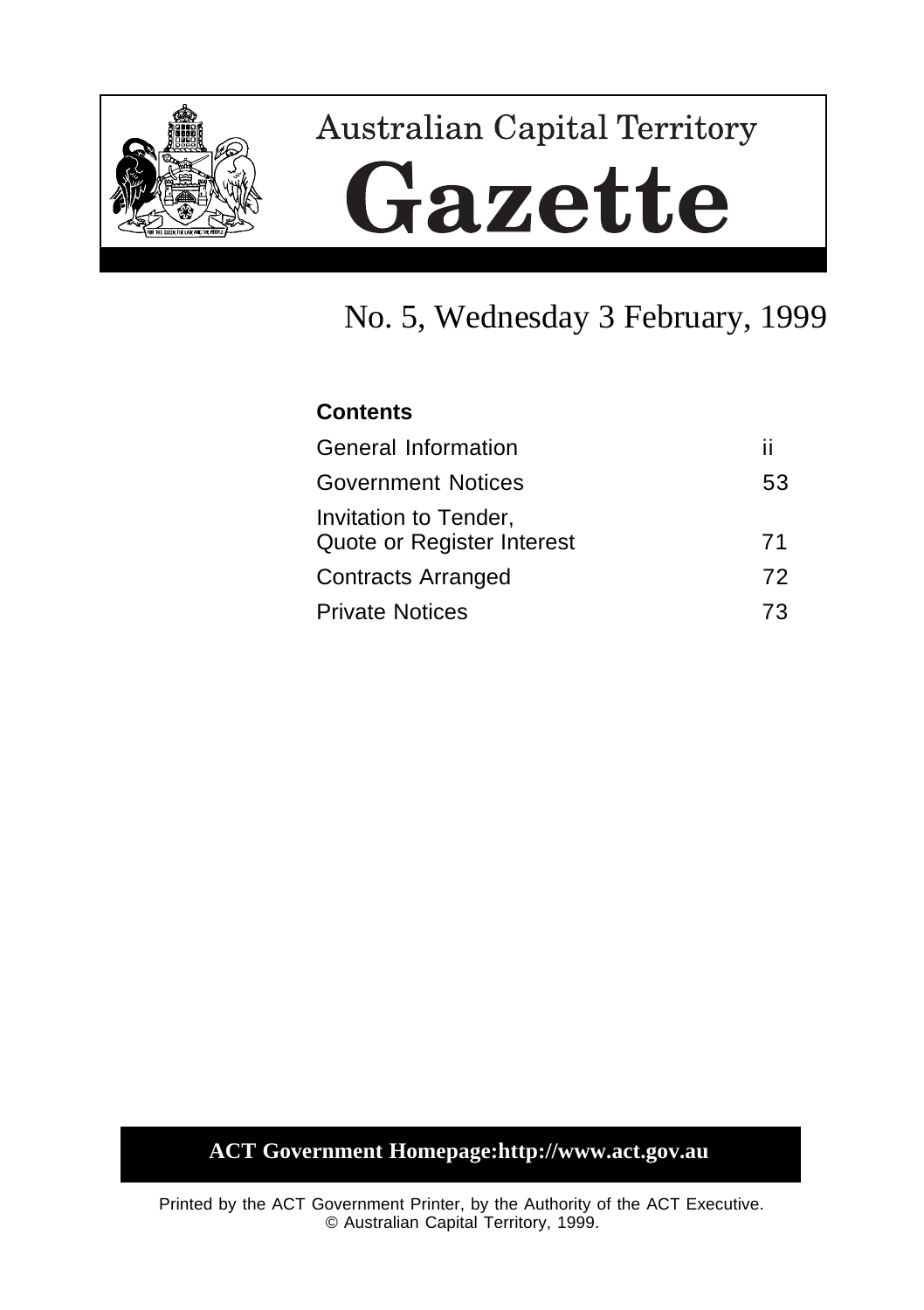# Australian Capital Territory

# Gazette

## No. 5, Wednesday 3 February, 1999

**Contents**

| | |
|---|---|
| General Information | ii |
| Government Notices | 53 |
| Invitation to Tender, Quote or Register Interest | 71 |
| Contracts Arranged | 72 |
| Private Notices | 73 |

**ACT Government Homepage:http://www.act.gov.au**

Printed by the ACT Government Printer, by the Authority of the ACT Executive.
© Australian Capital Territory, 1999.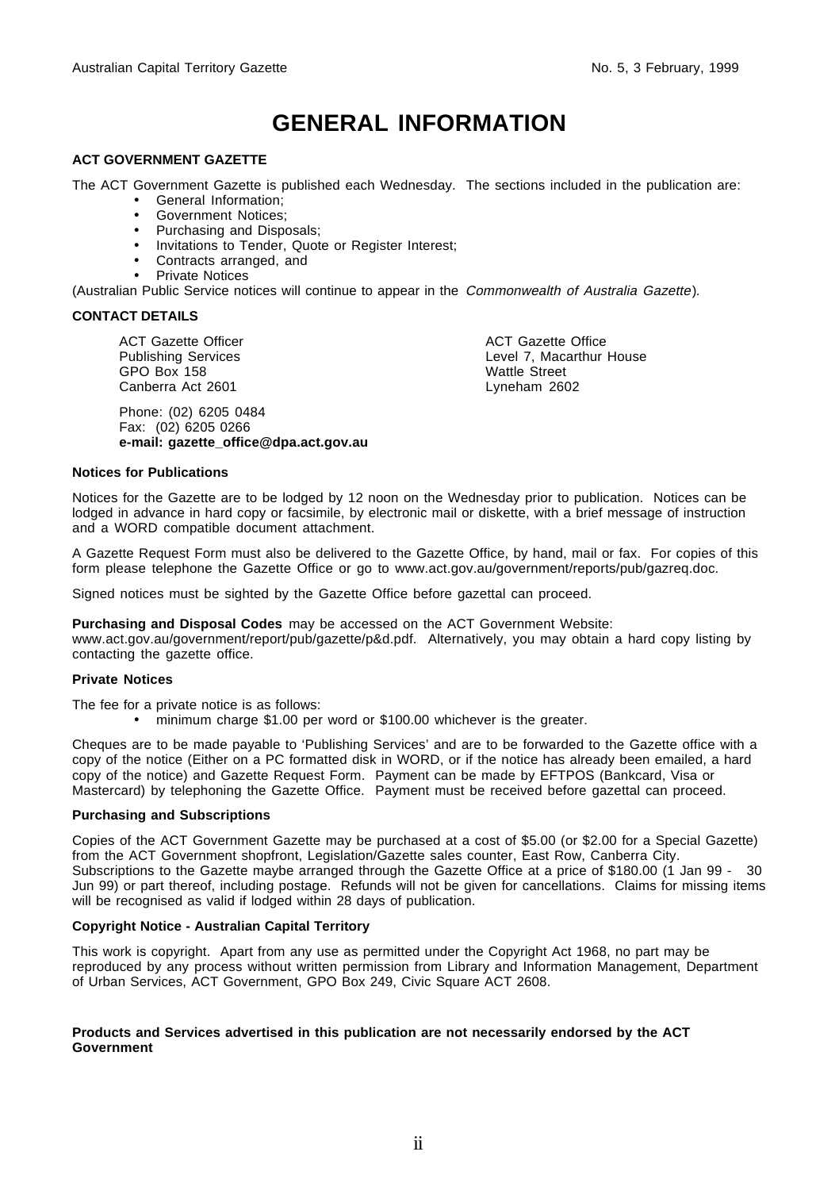# GENERAL INFORMATION

## ACT GOVERNMENT GAZETTE

The ACT Government Gazette is published each Wednesday. The sections included in the publication are:

- General Information;
- Government Notices;
- Purchasing and Disposals;
- Invitations to Tender, Quote or Register Interest;
- Contracts arranged, and
- Private Notices

(Australian Public Service notices will continue to appear in the *Commonwealth of Australia Gazette*).

## CONTACT DETAILS

ACT Gazette Officer
Publishing Services
GPO Box 158
Canberra Act 2601

ACT Gazette Office
Level 7, Macarthur House
Wattle Street
Lyneham 2602

Phone: (02) 6205 0484
Fax: (02) 6205 0266
**e-mail: gazette_office@dpa.act.gov.au**

### Notices for Publications

Notices for the Gazette are to be lodged by 12 noon on the Wednesday prior to publication. Notices can be lodged in advance in hard copy or facsimile, by electronic mail or diskette, with a brief message of instruction and a WORD compatible document attachment.

A Gazette Request Form must also be delivered to the Gazette Office, by hand, mail or fax. For copies of this form please telephone the Gazette Office or go to www.act.gov.au/government/reports/pub/gazreq.doc.

Signed notices must be sighted by the Gazette Office before gazettal can proceed.

**Purchasing and Disposal Codes** may be accessed on the ACT Government Website: www.act.gov.au/government/report/pub/gazette/p&d.pdf. Alternatively, you may obtain a hard copy listing by contacting the gazette office.

### Private Notices

The fee for a private notice is as follows:

- minimum charge $1.00 per word or $100.00 whichever is the greater.

Cheques are to be made payable to 'Publishing Services' and are to be forwarded to the Gazette office with a copy of the notice (Either on a PC formatted disk in WORD, or if the notice has already been emailed, a hard copy of the notice) and Gazette Request Form. Payment can be made by EFTPOS (Bankcard, Visa or Mastercard) by telephoning the Gazette Office. Payment must be received before gazettal can proceed.

### Purchasing and Subscriptions

Copies of the ACT Government Gazette may be purchased at a cost of $5.00 (or $2.00 for a Special Gazette) from the ACT Government shopfront, Legislation/Gazette sales counter, East Row, Canberra City. Subscriptions to the Gazette maybe arranged through the Gazette Office at a price of $180.00 (1 Jan 99 - 30 Jun 99) or part thereof, including postage. Refunds will not be given for cancellations. Claims for missing items will be recognised as valid if lodged within 28 days of publication.

### Copyright Notice - Australian Capital Territory

This work is copyright. Apart from any use as permitted under the Copyright Act 1968, no part may be reproduced by any process without written permission from Library and Information Management, Department of Urban Services, ACT Government, GPO Box 249, Civic Square ACT 2608.

**Products and Services advertised in this publication are not necessarily endorsed by the ACT Government**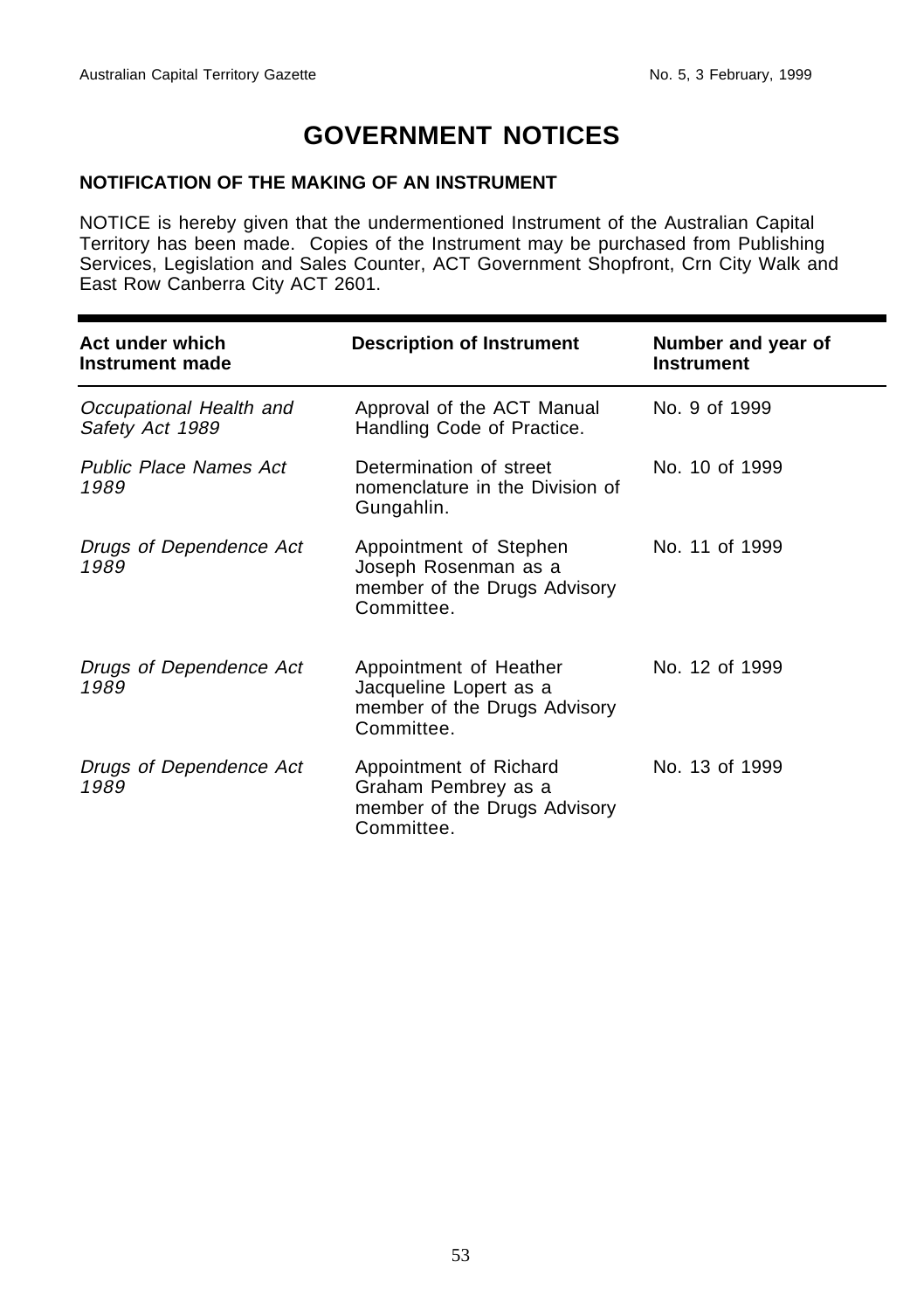# GOVERNMENT NOTICES

## NOTIFICATION OF THE MAKING OF AN INSTRUMENT

NOTICE is hereby given that the undermentioned Instrument of the Australian Capital Territory has been made. Copies of the Instrument may be purchased from Publishing Services, Legislation and Sales Counter, ACT Government Shopfront, Crn City Walk and East Row Canberra City ACT 2601.

| Act under which Instrument made | Description of Instrument | Number and year of Instrument |
|---|---|---|
| *Occupational Health and Safety Act 1989* | Approval of the ACT Manual Handling Code of Practice. | No. 9 of 1999 |
| *Public Place Names Act 1989* | Determination of street nomenclature in the Division of Gungahlin. | No. 10 of 1999 |
| *Drugs of Dependence Act 1989* | Appointment of Stephen Joseph Rosenman as a member of the Drugs Advisory Committee. | No. 11 of 1999 |
| *Drugs of Dependence Act 1989* | Appointment of Heather Jacqueline Lopert as a member of the Drugs Advisory Committee. | No. 12 of 1999 |
| *Drugs of Dependence Act 1989* | Appointment of Richard Graham Pembrey as a member of the Drugs Advisory Committee. | No. 13 of 1999 |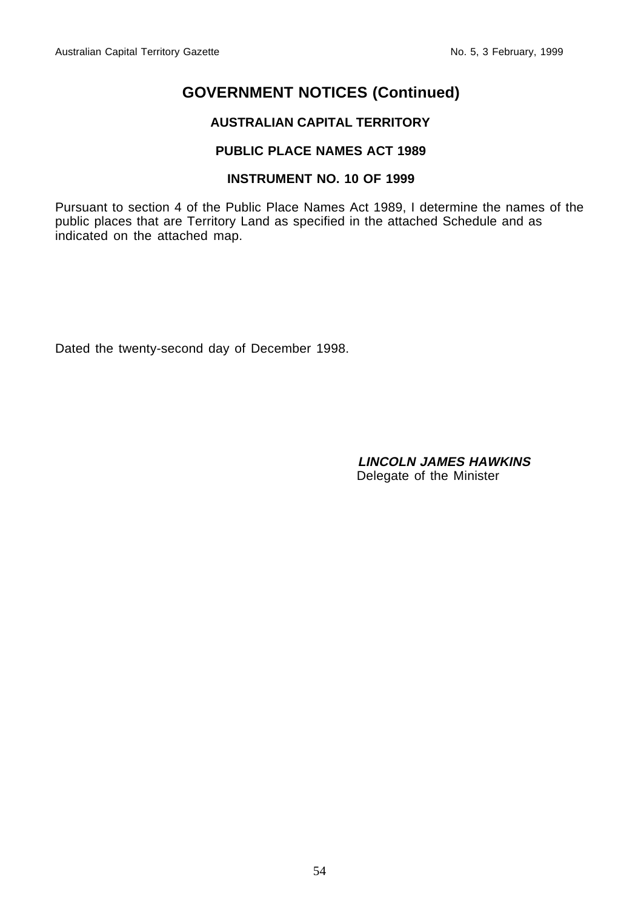## GOVERNMENT NOTICES (Continued)

### AUSTRALIAN CAPITAL TERRITORY

### PUBLIC PLACE NAMES ACT 1989

### INSTRUMENT NO. 10 OF 1999

Pursuant to section 4 of the Public Place Names Act 1989, I determine the names of the public places that are Territory Land as specified in the attached Schedule and as indicated on the attached map.

Dated the twenty-second day of December 1998.

***LINCOLN JAMES HAWKINS***
Delegate of the Minister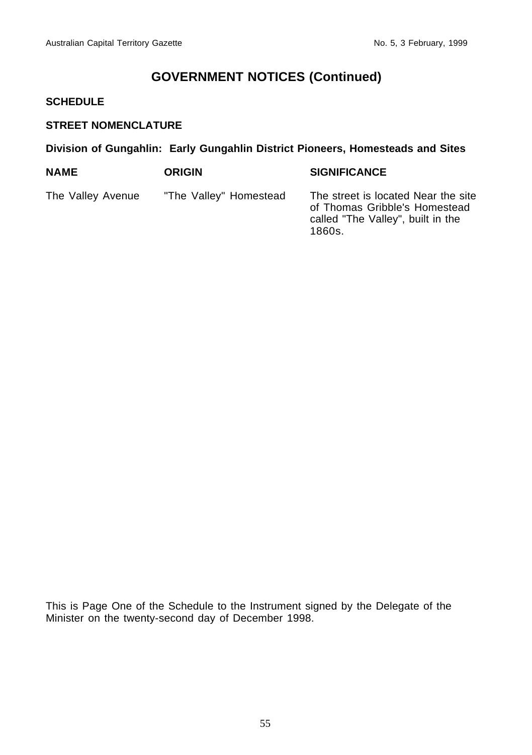## GOVERNMENT NOTICES (Continued)

**SCHEDULE**

**STREET NOMENCLATURE**

**Division of Gungahlin: Early Gungahlin District Pioneers, Homesteads and Sites**

| NAME | ORIGIN | SIGNIFICANCE |
|---|---|---|
| The Valley Avenue | "The Valley" Homestead | The street is located Near the site of Thomas Gribble's Homestead called "The Valley", built in the 1860s. |

This is Page One of the Schedule to the Instrument signed by the Delegate of the Minister on the twenty-second day of December 1998.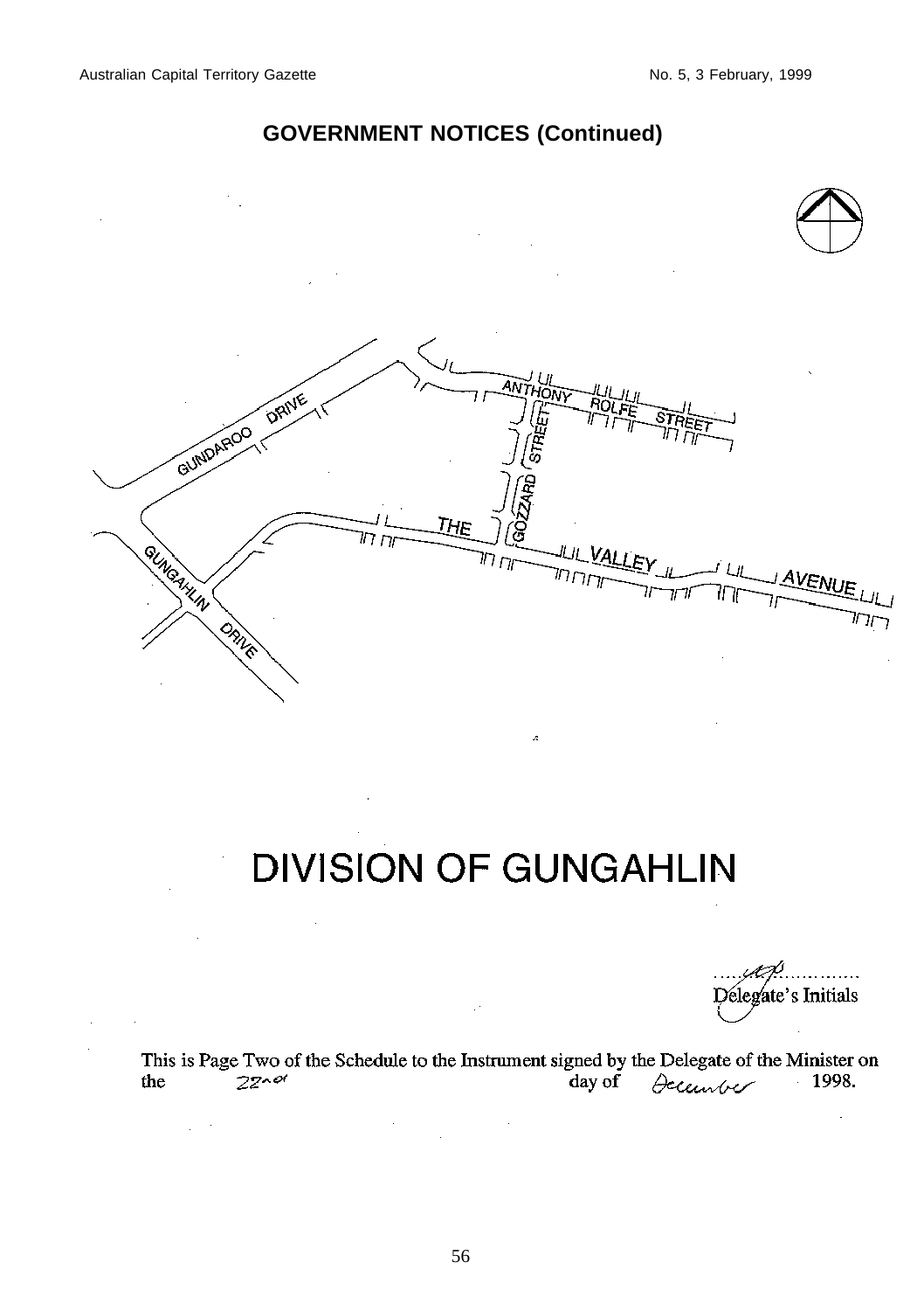## GOVERNMENT NOTICES (Continued)

GUNDAROO DRIVE

ANTHONY ROLFE STREET

GOZZARD STREET

THE VALLEY AVENUE

GUNGAHLIN DRIVE

# DIVISION OF GUNGAHLIN

Delegate's Initials

This is Page Two of the Schedule to the Instrument signed by the Delegate of the Minister on the 22nd day of December 1998.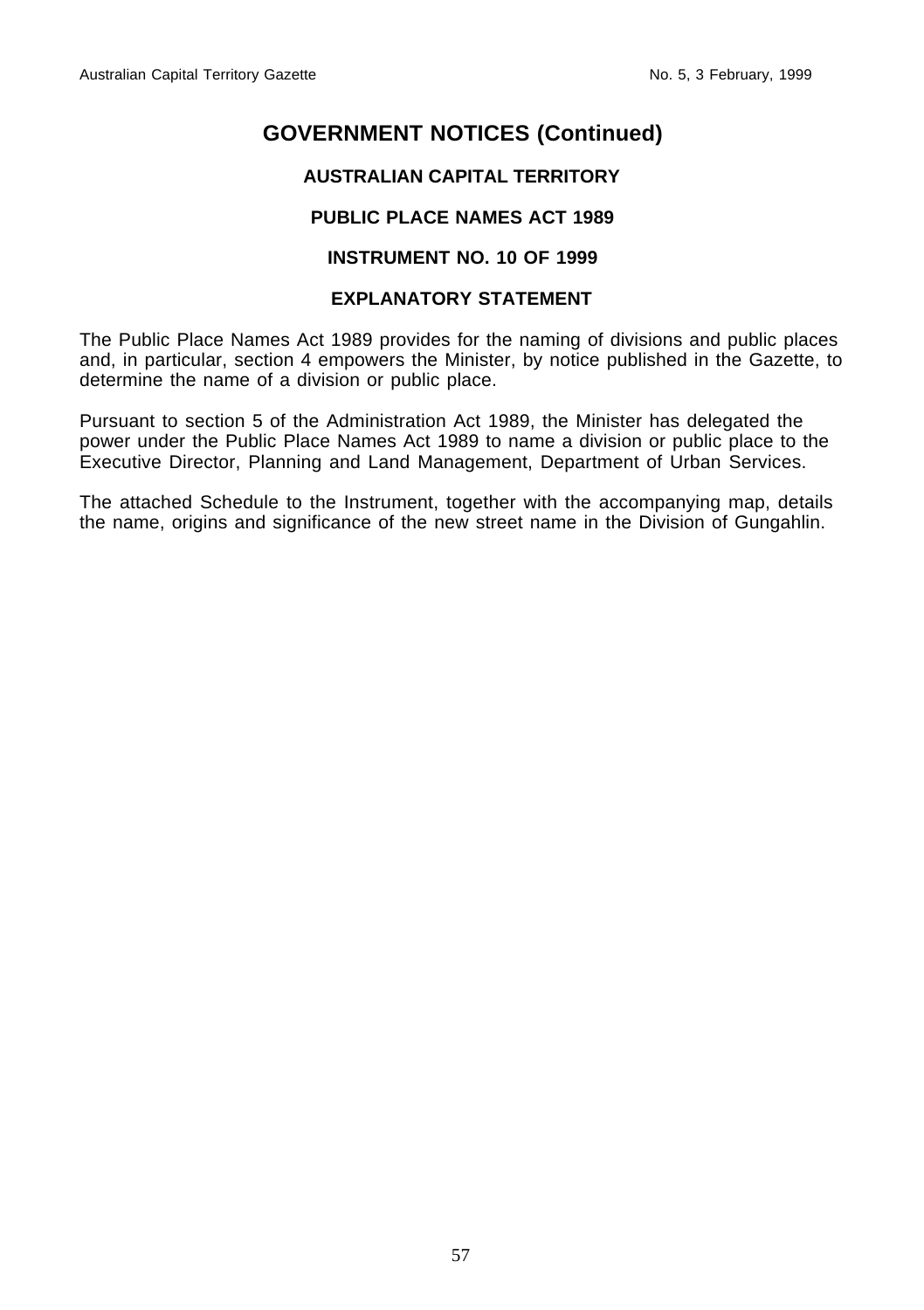# GOVERNMENT NOTICES (Continued)

## AUSTRALIAN CAPITAL TERRITORY

## PUBLIC PLACE NAMES ACT 1989

## INSTRUMENT NO. 10 OF 1999

## EXPLANATORY STATEMENT

The Public Place Names Act 1989 provides for the naming of divisions and public places and, in particular, section 4 empowers the Minister, by notice published in the Gazette, to determine the name of a division or public place.

Pursuant to section 5 of the Administration Act 1989, the Minister has delegated the power under the Public Place Names Act 1989 to name a division or public place to the Executive Director, Planning and Land Management, Department of Urban Services.

The attached Schedule to the Instrument, together with the accompanying map, details the name, origins and significance of the new street name in the Division of Gungahlin.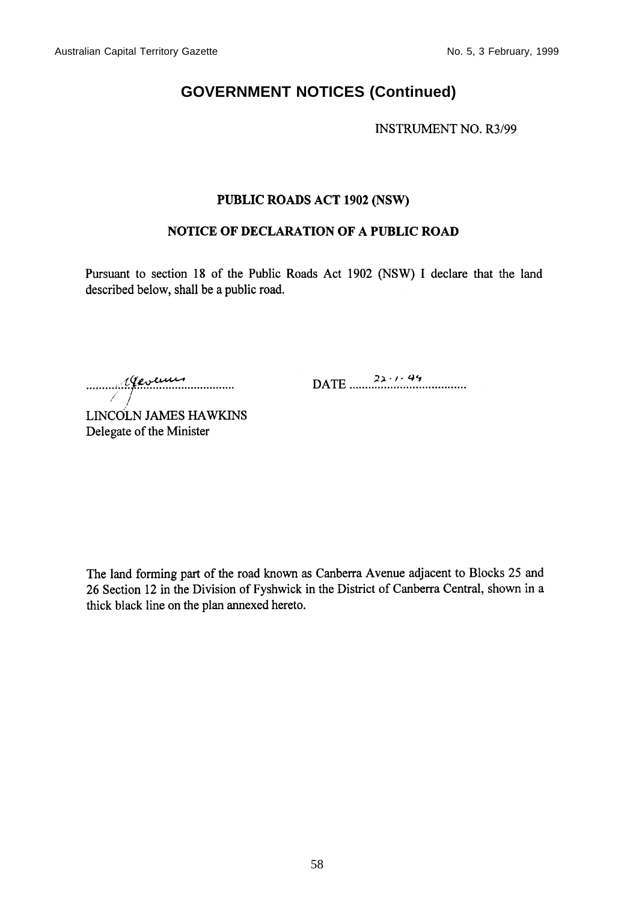## GOVERNMENT NOTICES (Continued)

INSTRUMENT NO. R3/99

**PUBLIC ROADS ACT 1902 (NSW)**

**NOTICE OF DECLARATION OF A PUBLIC ROAD**

Pursuant to section 18 of the Public Roads Act 1902 (NSW) I declare that the land described below, shall be a public road.

.............................................. DATE 22.1.99

LINCOLN JAMES HAWKINS
Delegate of the Minister

The land forming part of the road known as Canberra Avenue adjacent to Blocks 25 and 26 Section 12 in the Division of Fyshwick in the District of Canberra Central, shown in a thick black line on the plan annexed hereto.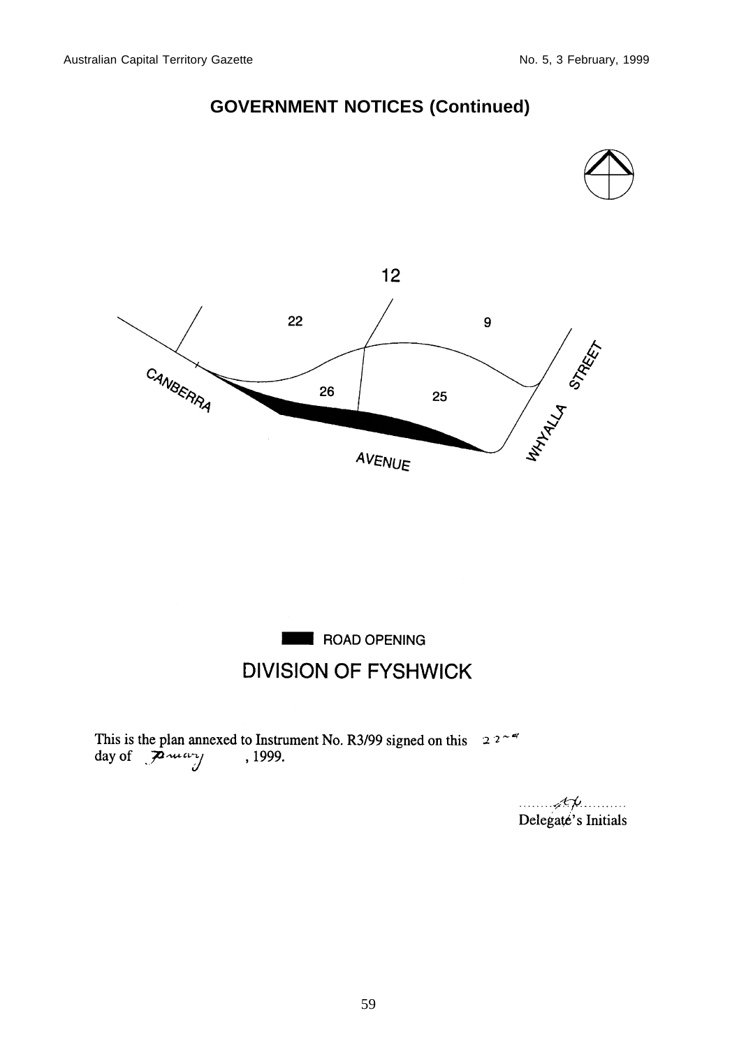## GOVERNMENT NOTICES (Continued)

12

22

9

26

25

CANBERRA

AVENUE

WHYALLA STREET

■ ROAD OPENING

## DIVISION OF FYSHWICK

This is the plan annexed to Instrument No. R3/99 signed on this 22nd day of January, 1999.

Delegate's Initials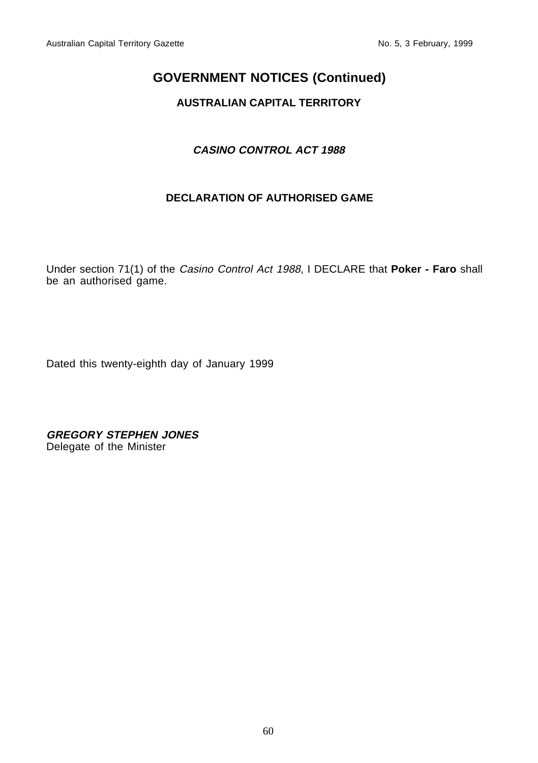# GOVERNMENT NOTICES (Continued)

## AUSTRALIAN CAPITAL TERRITORY

### *CASINO CONTROL ACT 1988*

### DECLARATION OF AUTHORISED GAME

Under section 71(1) of the *Casino Control Act 1988*, I DECLARE that **Poker - Faro** shall be an authorised game.

Dated this twenty-eighth day of January 1999

***GREGORY STEPHEN JONES***
Delegate of the Minister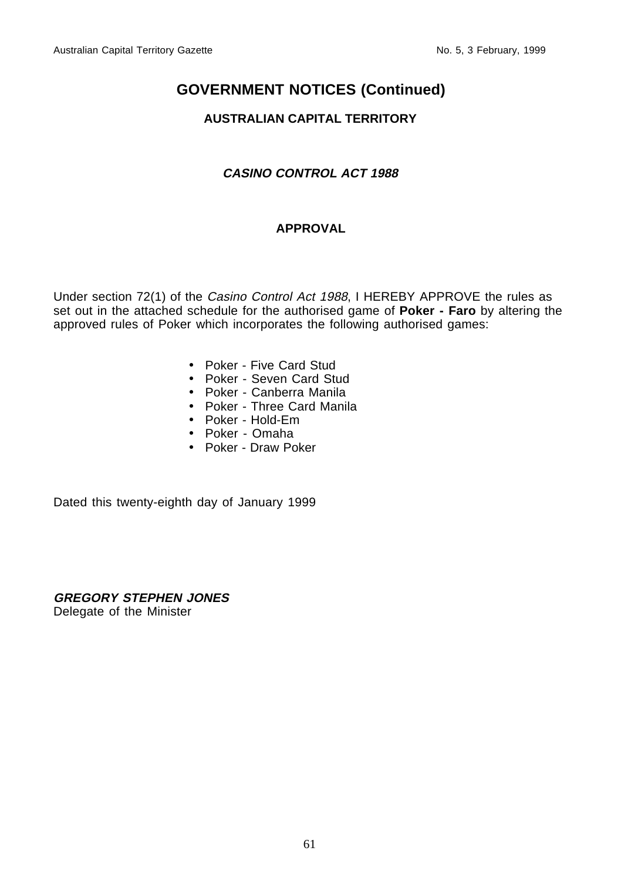# GOVERNMENT NOTICES (Continued)

## AUSTRALIAN CAPITAL TERRITORY

### *CASINO CONTROL ACT 1988*

### APPROVAL

Under section 72(1) of the *Casino Control Act 1988*, I HEREBY APPROVE the rules as set out in the attached schedule for the authorised game of **Poker - Faro** by altering the approved rules of Poker which incorporates the following authorised games:

- Poker - Five Card Stud
- Poker - Seven Card Stud
- Poker - Canberra Manila
- Poker - Three Card Manila
- Poker - Hold-Em
- Poker - Omaha
- Poker - Draw Poker

Dated this twenty-eighth day of January 1999

***GREGORY STEPHEN JONES***
Delegate of the Minister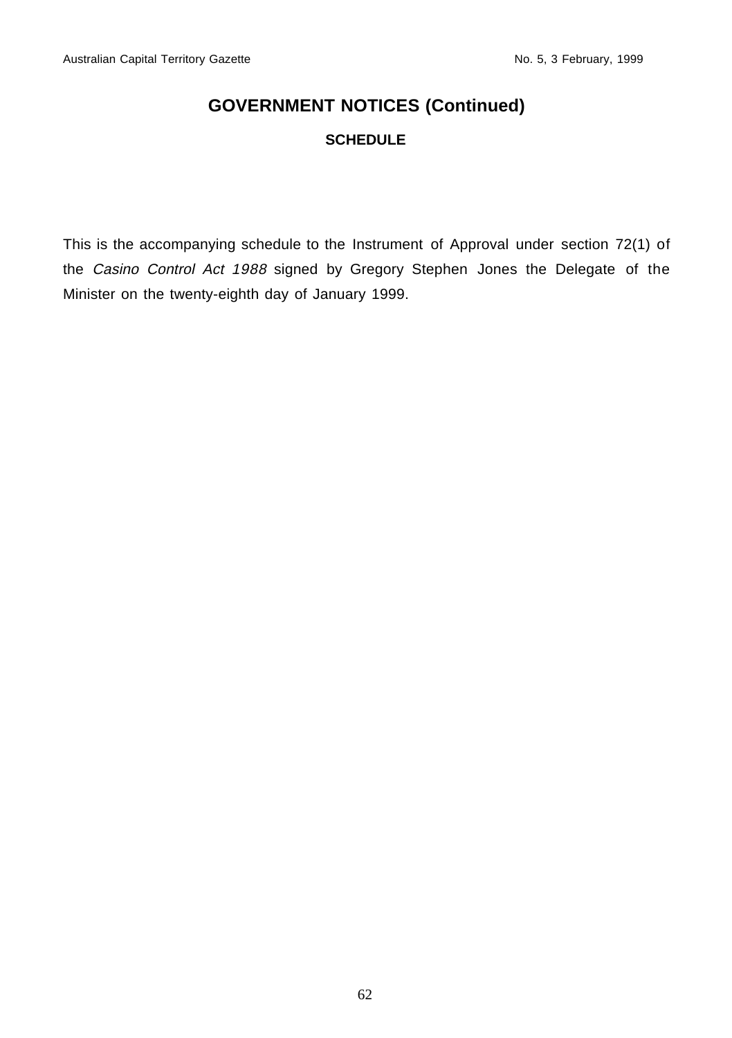## GOVERNMENT NOTICES (Continued)

### SCHEDULE

This is the accompanying schedule to the Instrument of Approval under section 72(1) of the *Casino Control Act 1988* signed by Gregory Stephen Jones the Delegate of the Minister on the twenty-eighth day of January 1999.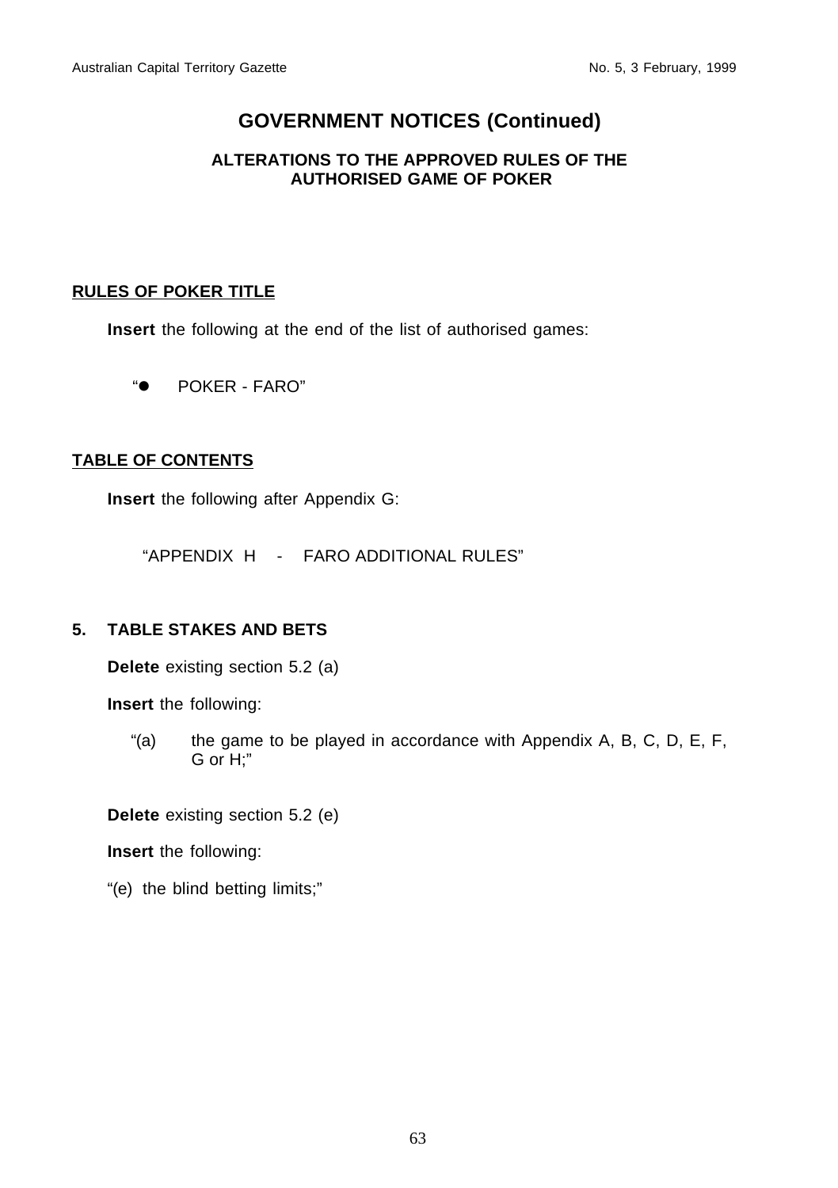# GOVERNMENT NOTICES (Continued)

## ALTERATIONS TO THE APPROVED RULES OF THE AUTHORISED GAME OF POKER

**RULES OF POKER TITLE**

**Insert** the following at the end of the list of authorised games:

"● POKER - FARO"

**TABLE OF CONTENTS**

**Insert** the following after Appendix G:

"APPENDIX H - FARO ADDITIONAL RULES"

**5. TABLE STAKES AND BETS**

**Delete** existing section 5.2 (a)

**Insert** the following:

"(a) the game to be played in accordance with Appendix A, B, C, D, E, F, G or H;"

**Delete** existing section 5.2 (e)

**Insert** the following:

"(e) the blind betting limits;"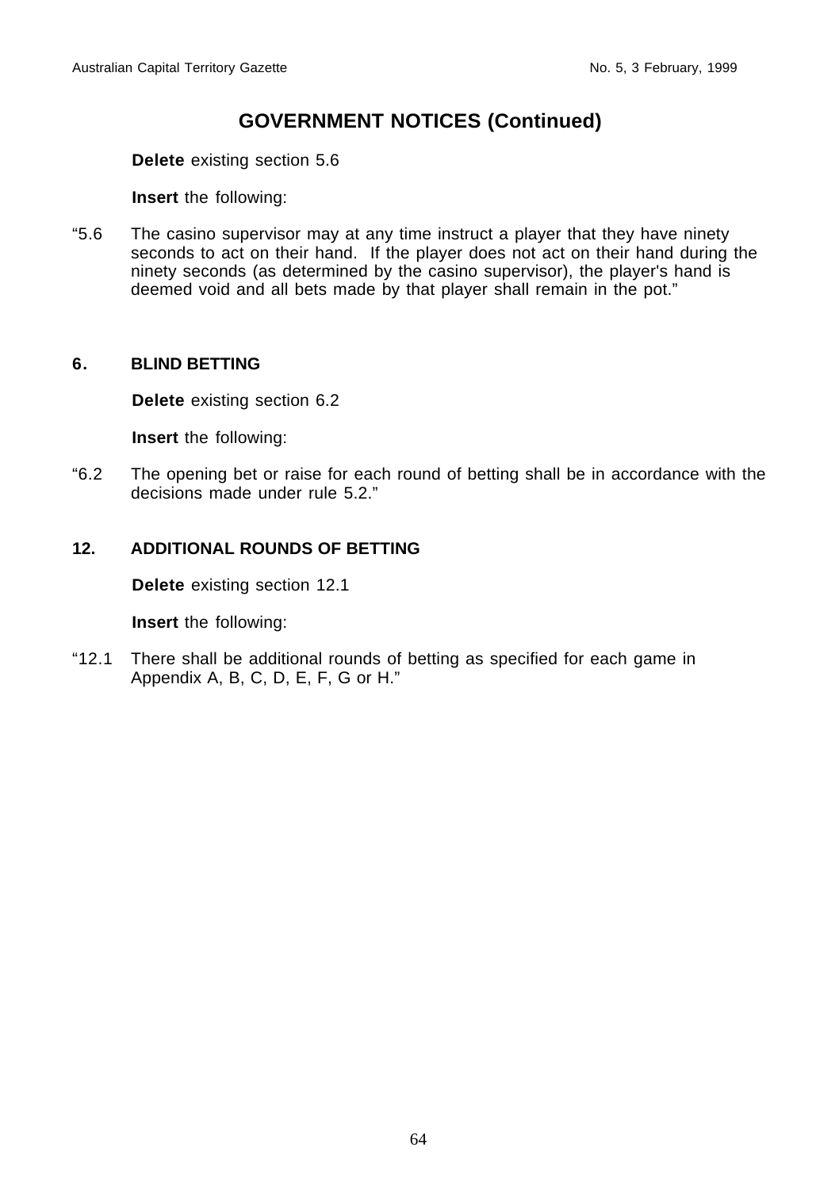## GOVERNMENT NOTICES (Continued)

**Delete** existing section 5.6

**Insert** the following:

"5.6 The casino supervisor may at any time instruct a player that they have ninety seconds to act on their hand. If the player does not act on their hand during the ninety seconds (as determined by the casino supervisor), the player's hand is deemed void and all bets made by that player shall remain in the pot."

### 6. BLIND BETTING

**Delete** existing section 6.2

**Insert** the following:

"6.2 The opening bet or raise for each round of betting shall be in accordance with the decisions made under rule 5.2."

### 12. ADDITIONAL ROUNDS OF BETTING

**Delete** existing section 12.1

**Insert** the following:

"12.1 There shall be additional rounds of betting as specified for each game in Appendix A, B, C, D, E, F, G or H."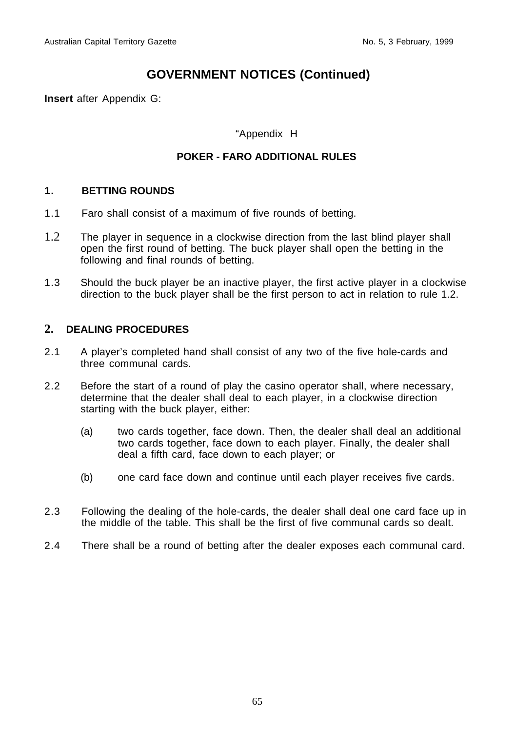## GOVERNMENT NOTICES (Continued)

**Insert** after Appendix G:

"Appendix H

**POKER - FARO ADDITIONAL RULES**

**1. BETTING ROUNDS**

1.1 Faro shall consist of a maximum of five rounds of betting.

1.2 The player in sequence in a clockwise direction from the last blind player shall open the first round of betting. The buck player shall open the betting in the following and final rounds of betting.

1.3 Should the buck player be an inactive player, the first active player in a clockwise direction to the buck player shall be the first person to act in relation to rule 1.2.

**2. DEALING PROCEDURES**

2.1 A player's completed hand shall consist of any two of the five hole-cards and three communal cards.

2.2 Before the start of a round of play the casino operator shall, where necessary, determine that the dealer shall deal to each player, in a clockwise direction starting with the buck player, either:

(a) two cards together, face down. Then, the dealer shall deal an additional two cards together, face down to each player. Finally, the dealer shall deal a fifth card, face down to each player; or

(b) one card face down and continue until each player receives five cards.

2.3 Following the dealing of the hole-cards, the dealer shall deal one card face up in the middle of the table. This shall be the first of five communal cards so dealt.

2.4 There shall be a round of betting after the dealer exposes each communal card.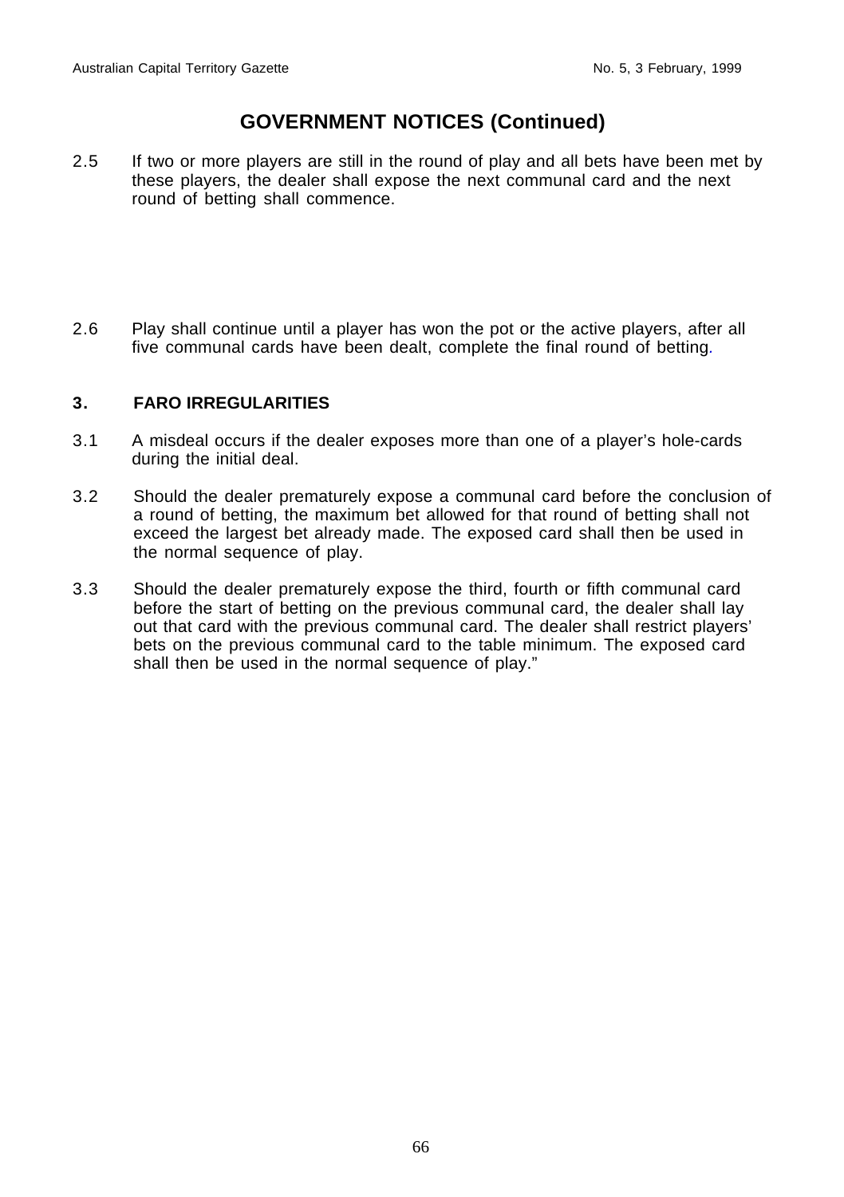## GOVERNMENT NOTICES (Continued)

2.5 If two or more players are still in the round of play and all bets have been met by these players, the dealer shall expose the next communal card and the next round of betting shall commence.

2.6 Play shall continue until a player has won the pot or the active players, after all five communal cards have been dealt, complete the final round of betting.

### 3. FARO IRREGULARITIES

3.1 A misdeal occurs if the dealer exposes more than one of a player's hole-cards during the initial deal.

3.2 Should the dealer prematurely expose a communal card before the conclusion of a round of betting, the maximum bet allowed for that round of betting shall not exceed the largest bet already made. The exposed card shall then be used in the normal sequence of play.

3.3 Should the dealer prematurely expose the third, fourth or fifth communal card before the start of betting on the previous communal card, the dealer shall lay out that card with the previous communal card. The dealer shall restrict players' bets on the previous communal card to the table minimum. The exposed card shall then be used in the normal sequence of play."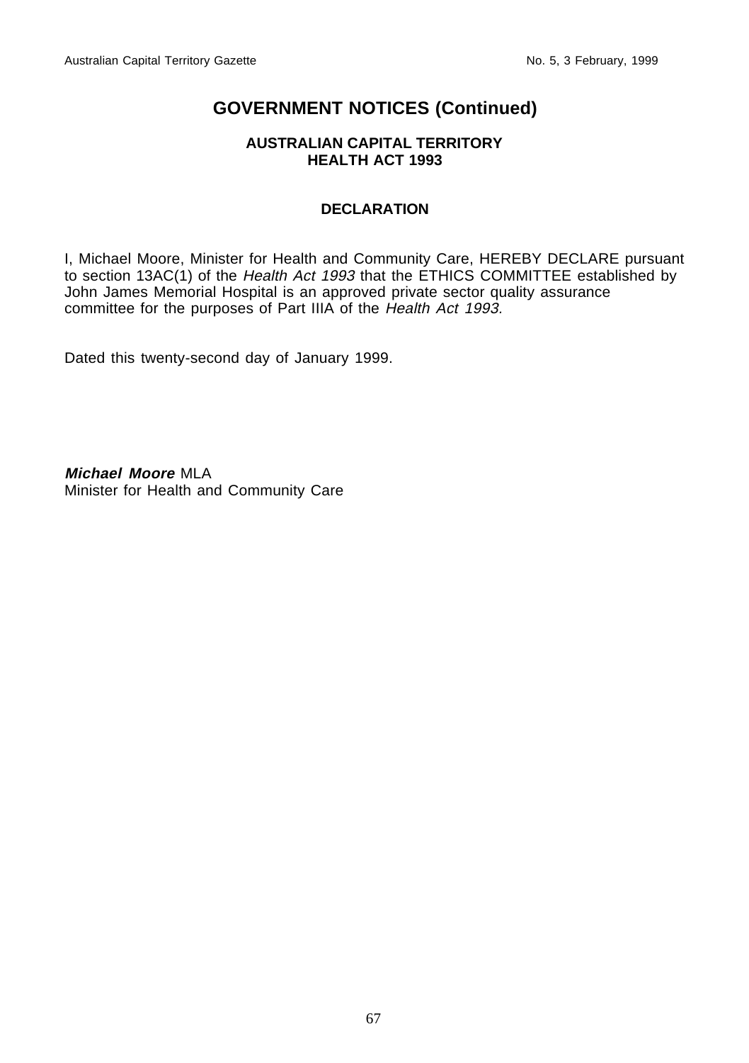## GOVERNMENT NOTICES (Continued)

### AUSTRALIAN CAPITAL TERRITORY
### HEALTH ACT 1993

### DECLARATION

I, Michael Moore, Minister for Health and Community Care, HEREBY DECLARE pursuant to section 13AC(1) of the *Health Act 1993* that the ETHICS COMMITTEE established by John James Memorial Hospital is an approved private sector quality assurance committee for the purposes of Part IIIA of the *Health Act 1993*.

Dated this twenty-second day of January 1999.

***Michael Moore*** MLA
Minister for Health and Community Care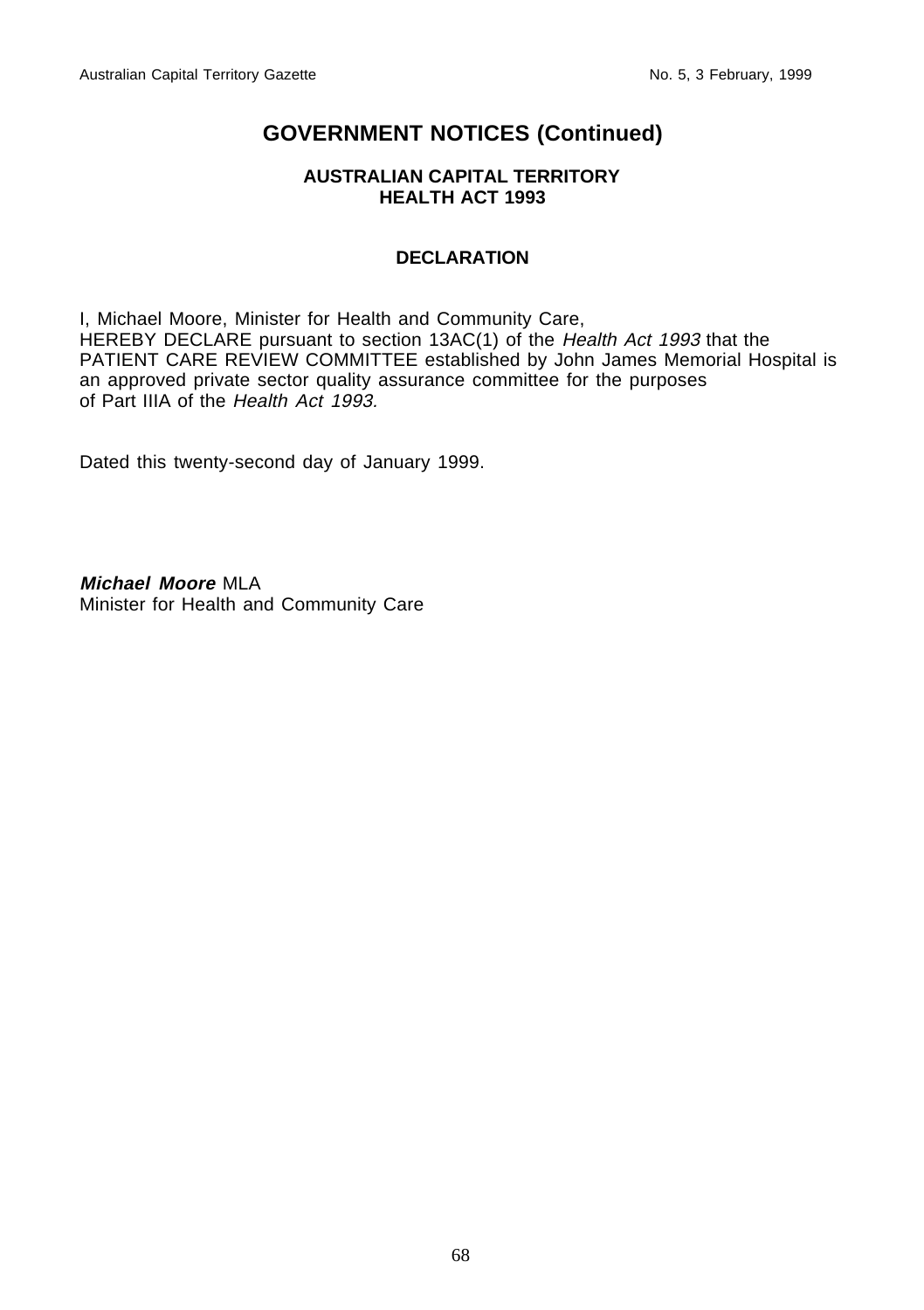# GOVERNMENT NOTICES (Continued)

**AUSTRALIAN CAPITAL TERRITORY**
**HEALTH ACT 1993**

**DECLARATION**

I, Michael Moore, Minister for Health and Community Care,
HEREBY DECLARE pursuant to section 13AC(1) of the *Health Act 1993* that the PATIENT CARE REVIEW COMMITTEE established by John James Memorial Hospital is an approved private sector quality assurance committee for the purposes of Part IIIA of the *Health Act 1993.*

Dated this twenty-second day of January 1999.

***Michael Moore*** MLA
Minister for Health and Community Care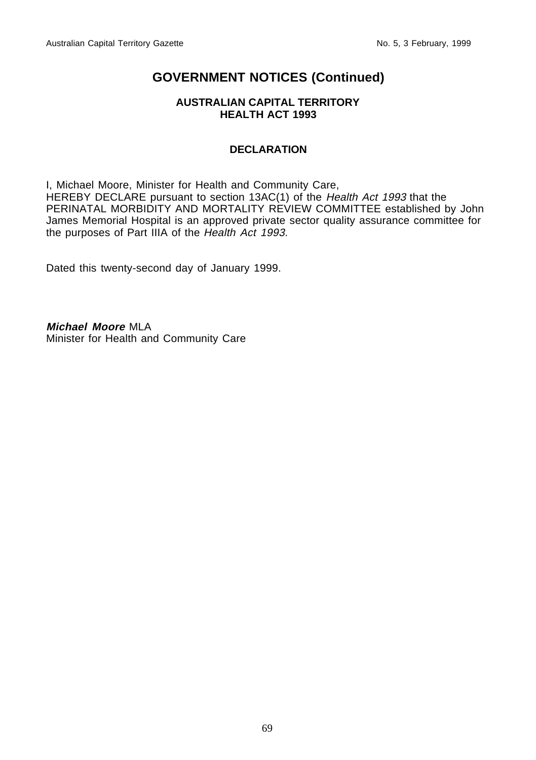# GOVERNMENT NOTICES (Continued)

**AUSTRALIAN CAPITAL TERRITORY**
**HEALTH ACT 1993**

**DECLARATION**

I, Michael Moore, Minister for Health and Community Care,
HEREBY DECLARE pursuant to section 13AC(1) of the *Health Act 1993* that the PERINATAL MORBIDITY AND MORTALITY REVIEW COMMITTEE established by John James Memorial Hospital is an approved private sector quality assurance committee for the purposes of Part IIIA of the *Health Act 1993*.

Dated this twenty-second day of January 1999.

***Michael Moore*** MLA
Minister for Health and Community Care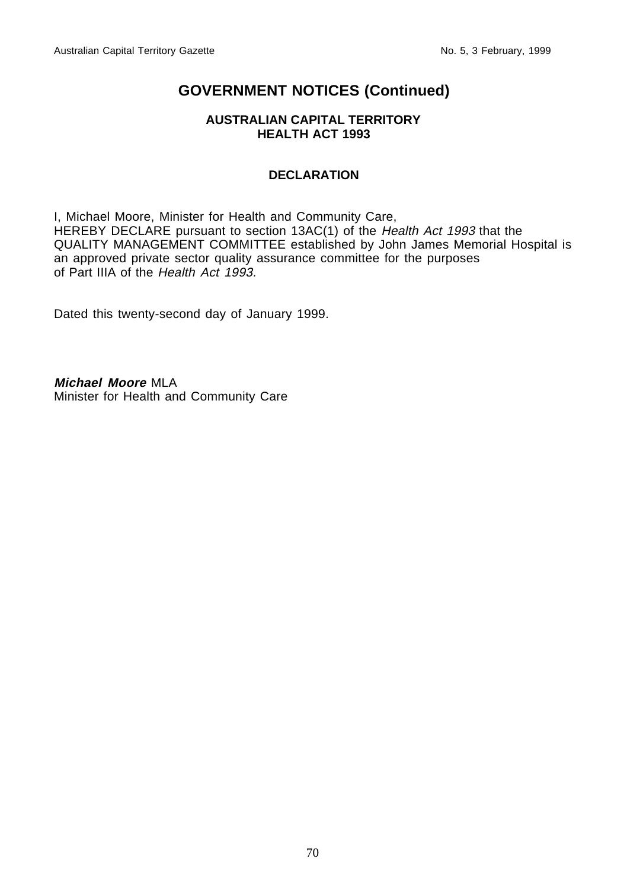# GOVERNMENT NOTICES (Continued)

**AUSTRALIAN CAPITAL TERRITORY**
**HEALTH ACT 1993**

**DECLARATION**

I, Michael Moore, Minister for Health and Community Care, HEREBY DECLARE pursuant to section 13AC(1) of the *Health Act 1993* that the QUALITY MANAGEMENT COMMITTEE established by John James Memorial Hospital is an approved private sector quality assurance committee for the purposes of Part IIIA of the *Health Act 1993.*

Dated this twenty-second day of January 1999.

***Michael Moore*** MLA
Minister for Health and Community Care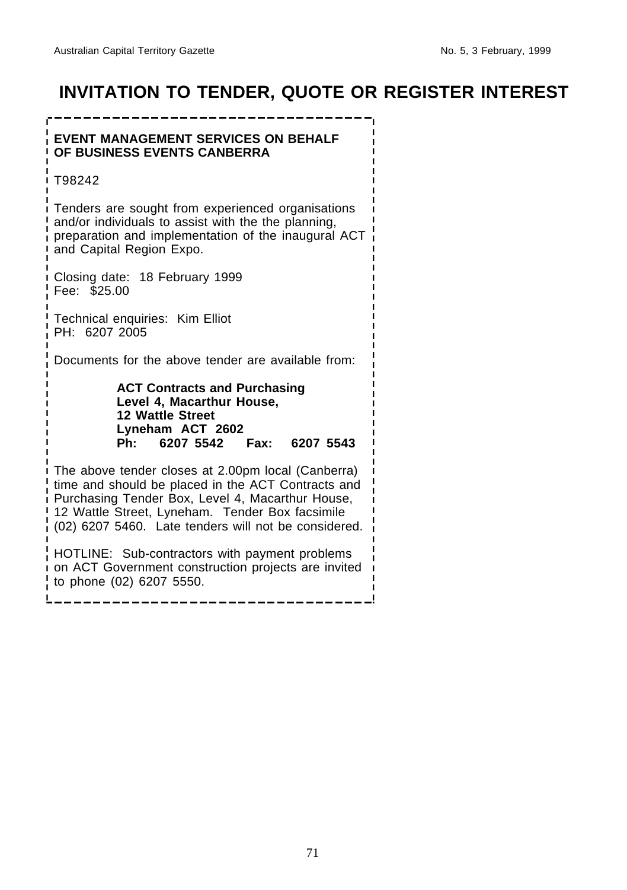# INVITATION TO TENDER, QUOTE OR REGISTER INTEREST

**EVENT MANAGEMENT SERVICES ON BEHALF OF BUSINESS EVENTS CANBERRA**

T98242

Tenders are sought from experienced organisations and/or individuals to assist with the the planning, preparation and implementation of the inaugural ACT and Capital Region Expo.

Closing date: 18 February 1999
Fee: $25.00

Technical enquiries: Kim Elliot
PH: 6207 2005

Documents for the above tender are available from:

**ACT Contracts and Purchasing**
**Level 4, Macarthur House,**
**12 Wattle Street**
**Lyneham ACT 2602**
**Ph: 6207 5542 Fax: 6207 5543**

The above tender closes at 2.00pm local (Canberra) time and should be placed in the ACT Contracts and Purchasing Tender Box, Level 4, Macarthur House, 12 Wattle Street, Lyneham. Tender Box facsimile (02) 6207 5460. Late tenders will not be considered.

HOTLINE: Sub-contractors with payment problems on ACT Government construction projects are invited to phone (02) 6207 5550.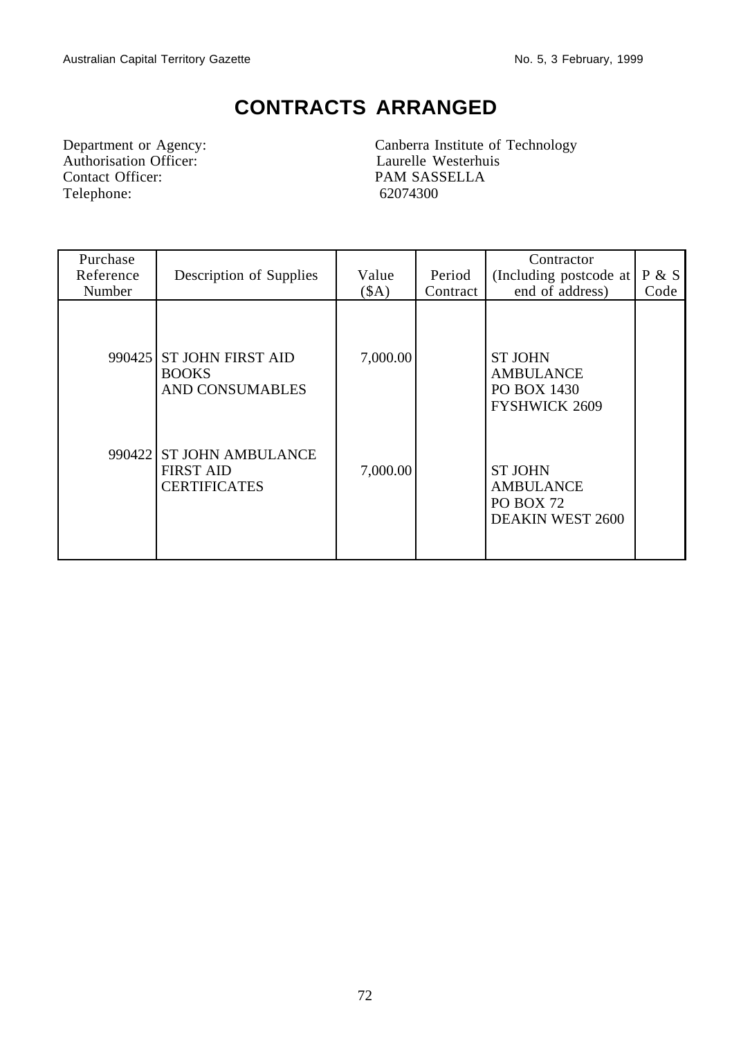# CONTRACTS ARRANGED

Department or Agency: Canberra Institute of Technology
Authorisation Officer: Laurelle Westerhuis
Contact Officer: PAM SASSELLA
Telephone: 62074300

| Purchase Reference Number | Description of Supplies | Value ($A) | Period Contract | Contractor (Including postcode at end of address) | P & S Code |
|---|---|---|---|---|---|
| 990425 | ST JOHN FIRST AID BOOKS AND CONSUMABLES | 7,000.00 | | ST JOHN AMBULANCE PO BOX 1430 FYSHWICK 2609 | |
| 990422 | ST JOHN AMBULANCE FIRST AID CERTIFICATES | 7,000.00 | | ST JOHN AMBULANCE PO BOX 72 DEAKIN WEST 2600 | |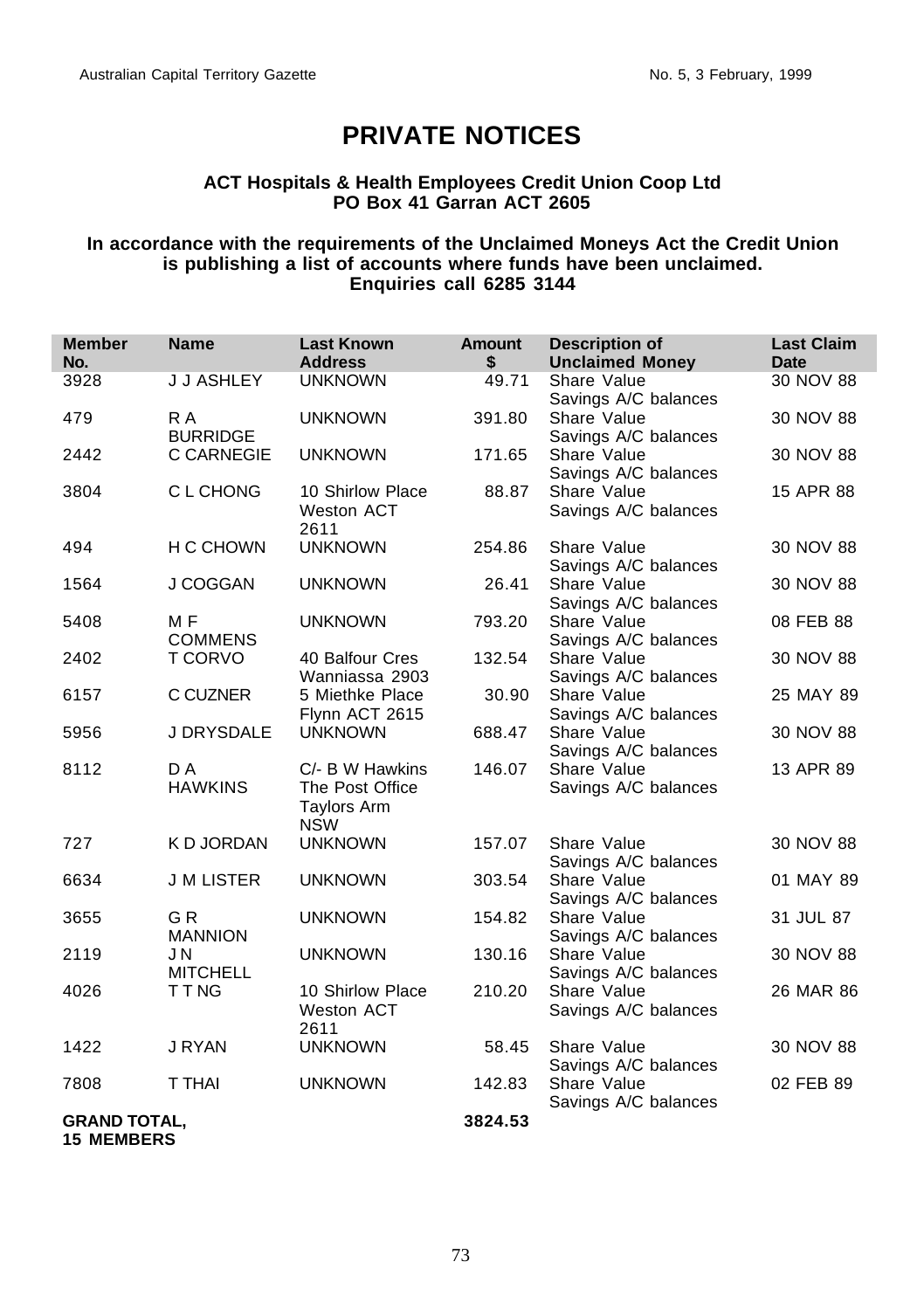# PRIVATE NOTICES

**ACT Hospitals & Health Employees Credit Union Coop Ltd**
**PO Box 41 Garran ACT 2605**

**In accordance with the requirements of the Unclaimed Moneys Act the Credit Union is publishing a list of accounts where funds have been unclaimed.**
**Enquiries call 6285 3144**

| Member No. | Name | Last Known Address | Amount $ | Description of Unclaimed Money | Last Claim Date |
|---|---|---|---|---|---|
| 3928 | J J ASHLEY | UNKNOWN | 49.71 | Share Value Savings A/C balances | 30 NOV 88 |
| 479 | R A BURRIDGE | UNKNOWN | 391.80 | Share Value Savings A/C balances | 30 NOV 88 |
| 2442 | C CARNEGIE | UNKNOWN | 171.65 | Share Value Savings A/C balances | 30 NOV 88 |
| 3804 | C L CHONG | 10 Shirlow Place Weston ACT 2611 | 88.87 | Share Value Savings A/C balances | 15 APR 88 |
| 494 | H C CHOWN | UNKNOWN | 254.86 | Share Value Savings A/C balances | 30 NOV 88 |
| 1564 | J COGGAN | UNKNOWN | 26.41 | Share Value Savings A/C balances | 30 NOV 88 |
| 5408 | M F COMMENS | UNKNOWN | 793.20 | Share Value Savings A/C balances | 08 FEB 88 |
| 2402 | T CORVO | 40 Balfour Cres Wanniassa 2903 | 132.54 | Share Value Savings A/C balances | 30 NOV 88 |
| 6157 | C CUZNER | 5 Miethke Place Flynn ACT 2615 | 30.90 | Share Value Savings A/C balances | 25 MAY 89 |
| 5956 | J DRYSDALE | UNKNOWN | 688.47 | Share Value Savings A/C balances | 30 NOV 88 |
| 8112 | D A HAWKINS | C/- B W Hawkins The Post Office Taylors Arm NSW | 146.07 | Share Value Savings A/C balances | 13 APR 89 |
| 727 | K D JORDAN | UNKNOWN | 157.07 | Share Value Savings A/C balances | 30 NOV 88 |
| 6634 | J M LISTER | UNKNOWN | 303.54 | Share Value Savings A/C balances | 01 MAY 89 |
| 3655 | G R MANNION | UNKNOWN | 154.82 | Share Value Savings A/C balances | 31 JUL 87 |
| 2119 | J N MITCHELL | UNKNOWN | 130.16 | Share Value Savings A/C balances | 30 NOV 88 |
| 4026 | T T NG | 10 Shirlow Place Weston ACT 2611 | 210.20 | Share Value Savings A/C balances | 26 MAR 86 |
| 1422 | J RYAN | UNKNOWN | 58.45 | Share Value Savings A/C balances | 30 NOV 88 |
| 7808 | T THAI | UNKNOWN | 142.83 | Share Value Savings A/C balances | 02 FEB 89 |
| **GRAND TOTAL, 15 MEMBERS** | | | **3824.53** | | |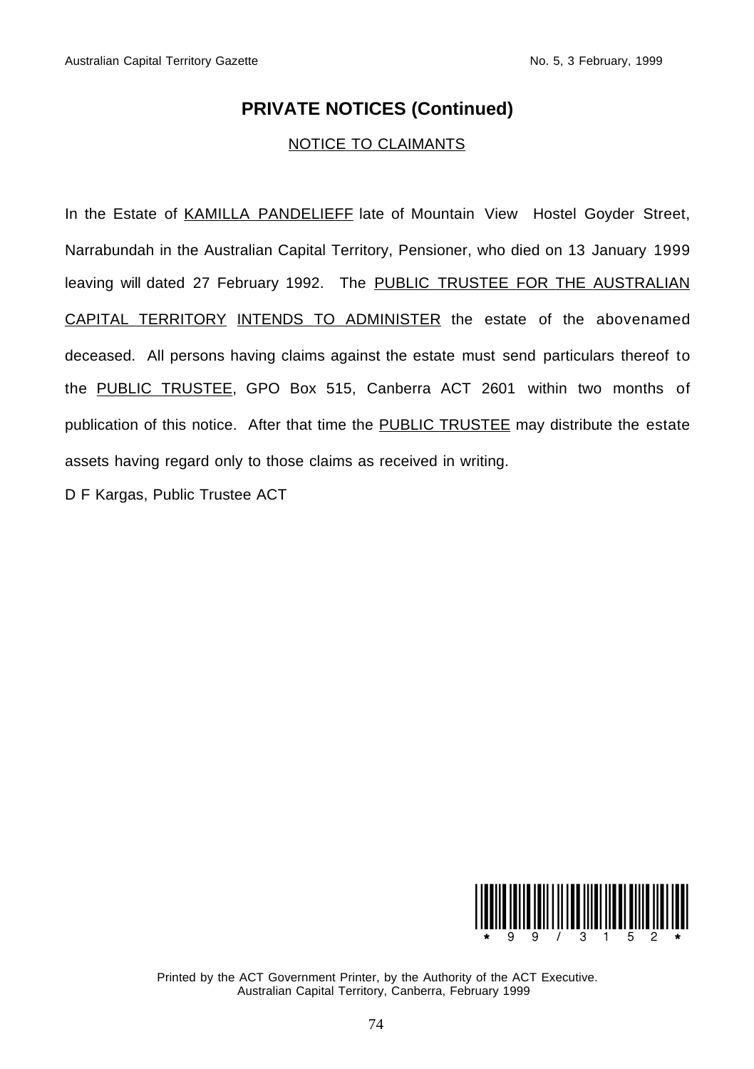## PRIVATE NOTICES (Continued)

NOTICE TO CLAIMANTS

In the Estate of KAMILLA PANDELIEFF late of Mountain View Hostel Goyder Street, Narrabundah in the Australian Capital Territory, Pensioner, who died on 13 January 1999 leaving will dated 27 February 1992. The PUBLIC TRUSTEE FOR THE AUSTRALIAN CAPITAL TERRITORY INTENDS TO ADMINISTER the estate of the abovenamed deceased. All persons having claims against the estate must send particulars thereof to the PUBLIC TRUSTEE, GPO Box 515, Canberra ACT 2601 within two months of publication of this notice. After that time the PUBLIC TRUSTEE may distribute the estate assets having regard only to those claims as received in writing.

D F Kargas, Public Trustee ACT

*99/3152*

Printed by the ACT Government Printer, by the Authority of the ACT Executive.
Australian Capital Territory, Canberra, February 1999